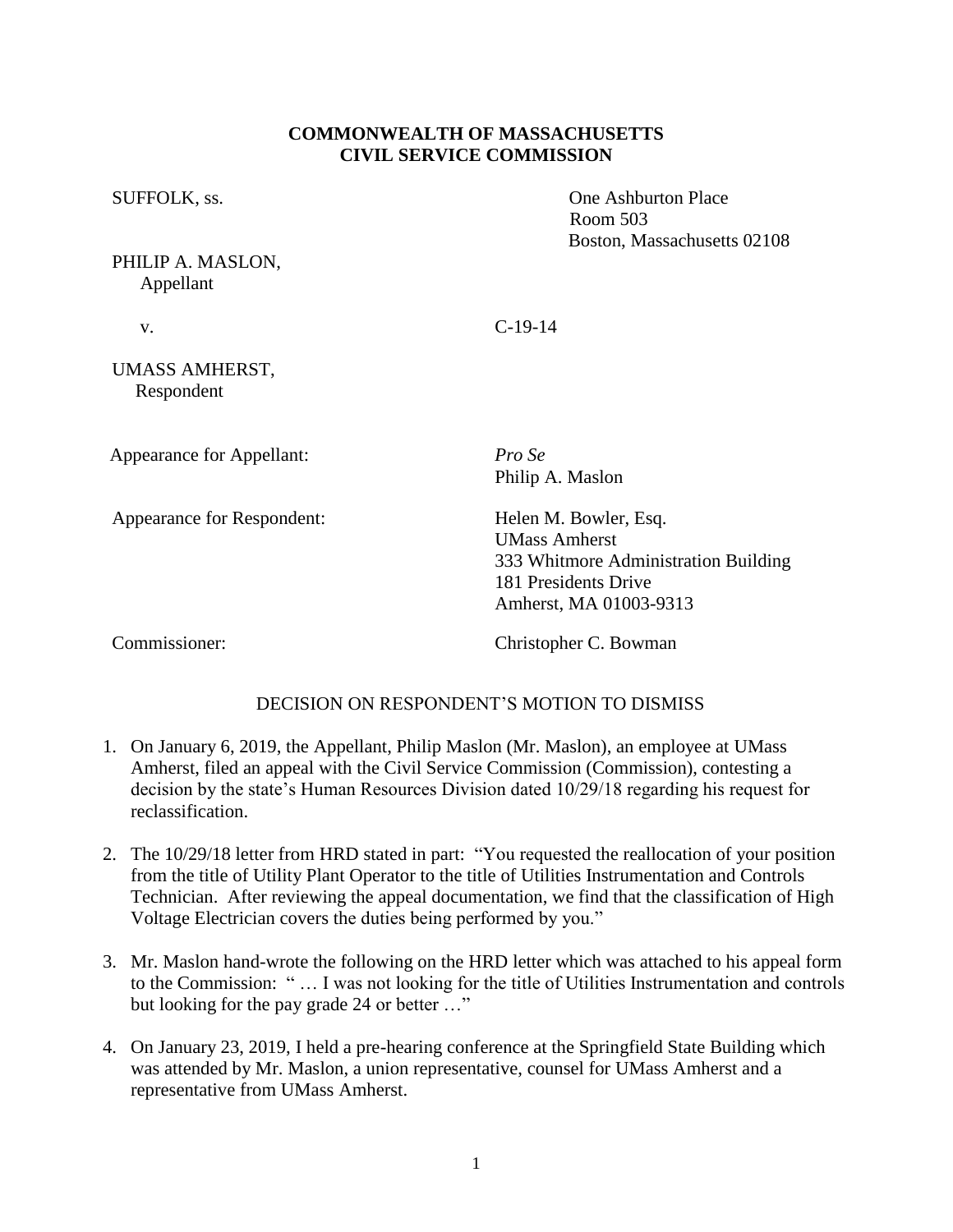**COMMONWEALTH OF MASSACHUSETTS**
**CIVIL SERVICE COMMISSION**

SUFFOLK, ss.

One Ashburton Place
Room 503
Boston, Massachusetts 02108

PHILIP A. MASLON,
Appellant

v. C-19-14

UMASS AMHERST,
Respondent

Appearance for Appellant: *Pro Se*
Philip A. Maslon

Appearance for Respondent: Helen M. Bowler, Esq.
UMass Amherst
333 Whitmore Administration Building
181 Presidents Drive
Amherst, MA 01003-9313

Commissioner: Christopher C. Bowman

DECISION ON RESPONDENT'S MOTION TO DISMISS

1. On January 6, 2019, the Appellant, Philip Maslon (Mr. Maslon), an employee at UMass Amherst, filed an appeal with the Civil Service Commission (Commission), contesting a decision by the state's Human Resources Division dated 10/29/18 regarding his request for reclassification.

2. The 10/29/18 letter from HRD stated in part: "You requested the reallocation of your position from the title of Utility Plant Operator to the title of Utilities Instrumentation and Controls Technician. After reviewing the appeal documentation, we find that the classification of High Voltage Electrician covers the duties being performed by you."

3. Mr. Maslon hand-wrote the following on the HRD letter which was attached to his appeal form to the Commission: " … I was not looking for the title of Utilities Instrumentation and controls but looking for the pay grade 24 or better …"

4. On January 23, 2019, I held a pre-hearing conference at the Springfield State Building which was attended by Mr. Maslon, a union representative, counsel for UMass Amherst and a representative from UMass Amherst.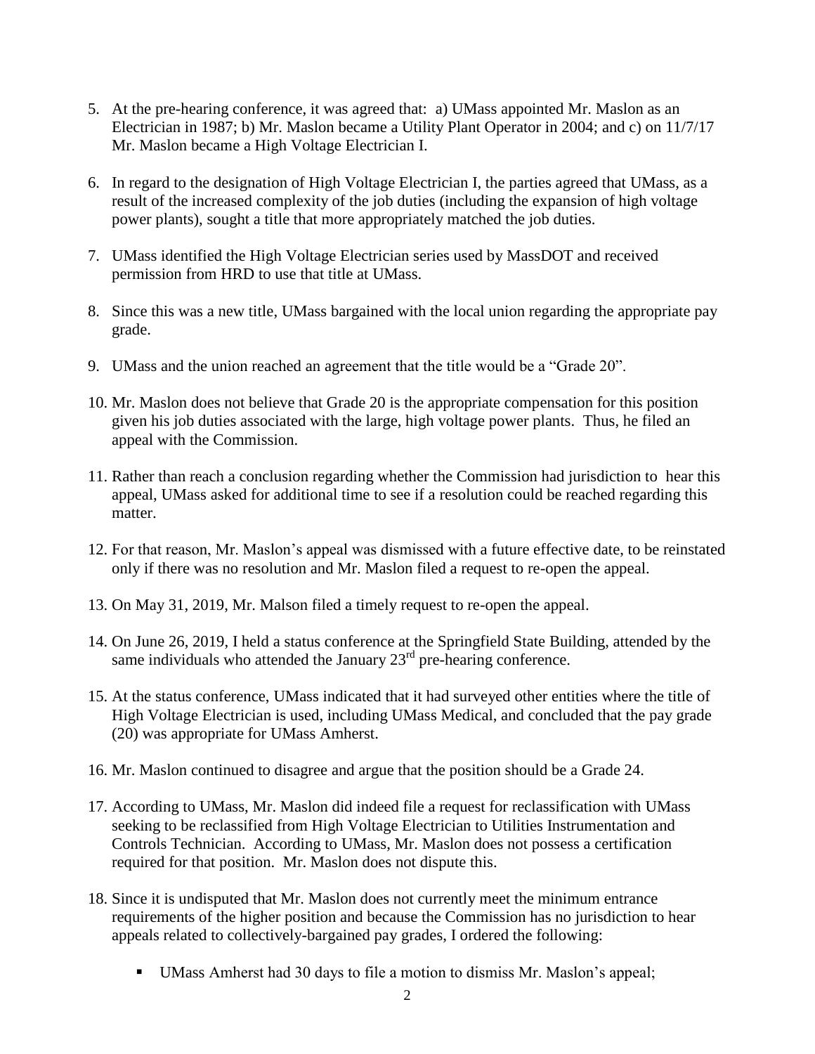5. At the pre-hearing conference, it was agreed that: a) UMass appointed Mr. Maslon as an Electrician in 1987; b) Mr. Maslon became a Utility Plant Operator in 2004; and c) on 11/7/17 Mr. Maslon became a High Voltage Electrician I.

6. In regard to the designation of High Voltage Electrician I, the parties agreed that UMass, as a result of the increased complexity of the job duties (including the expansion of high voltage power plants), sought a title that more appropriately matched the job duties.

7. UMass identified the High Voltage Electrician series used by MassDOT and received permission from HRD to use that title at UMass.

8. Since this was a new title, UMass bargained with the local union regarding the appropriate pay grade.

9. UMass and the union reached an agreement that the title would be a "Grade 20".

10. Mr. Maslon does not believe that Grade 20 is the appropriate compensation for this position given his job duties associated with the large, high voltage power plants. Thus, he filed an appeal with the Commission.

11. Rather than reach a conclusion regarding whether the Commission had jurisdiction to hear this appeal, UMass asked for additional time to see if a resolution could be reached regarding this matter.

12. For that reason, Mr. Maslon's appeal was dismissed with a future effective date, to be reinstated only if there was no resolution and Mr. Maslon filed a request to re-open the appeal.

13. On May 31, 2019, Mr. Malson filed a timely request to re-open the appeal.

14. On June 26, 2019, I held a status conference at the Springfield State Building, attended by the same individuals who attended the January 23rd pre-hearing conference.

15. At the status conference, UMass indicated that it had surveyed other entities where the title of High Voltage Electrician is used, including UMass Medical, and concluded that the pay grade (20) was appropriate for UMass Amherst.

16. Mr. Maslon continued to disagree and argue that the position should be a Grade 24.

17. According to UMass, Mr. Maslon did indeed file a request for reclassification with UMass seeking to be reclassified from High Voltage Electrician to Utilities Instrumentation and Controls Technician. According to UMass, Mr. Maslon does not possess a certification required for that position. Mr. Maslon does not dispute this.

18. Since it is undisputed that Mr. Maslon does not currently meet the minimum entrance requirements of the higher position and because the Commission has no jurisdiction to hear appeals related to collectively-bargained pay grades, I ordered the following:

   - UMass Amherst had 30 days to file a motion to dismiss Mr. Maslon's appeal;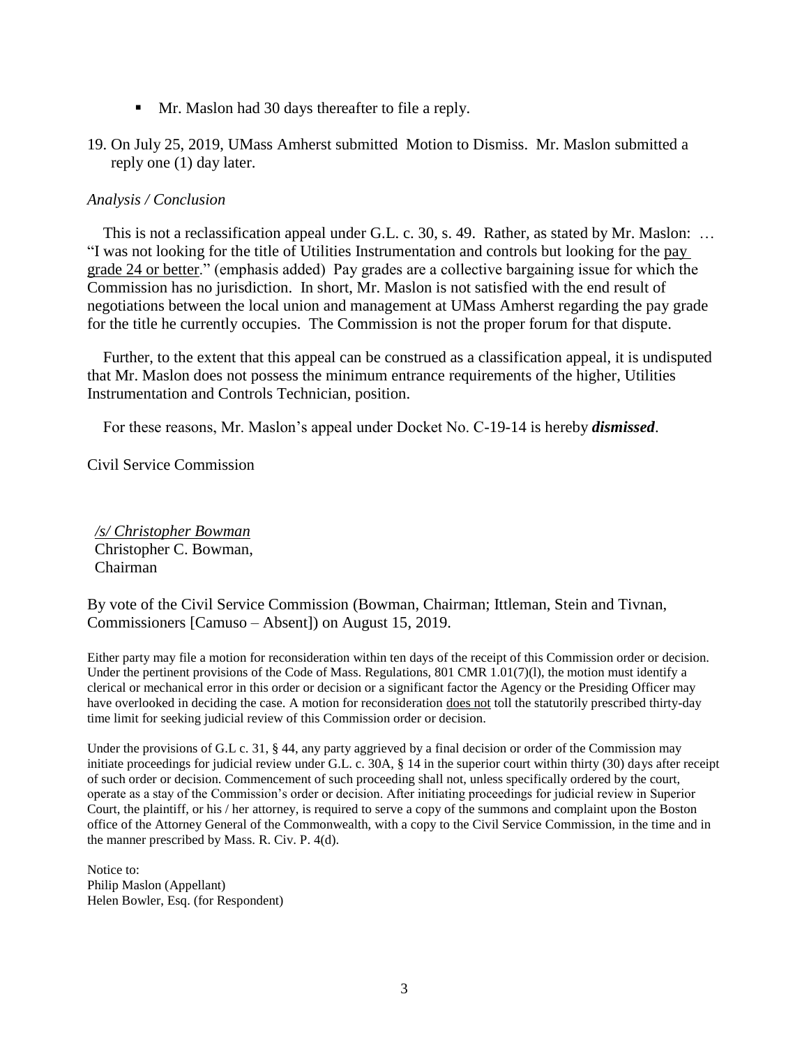- Mr. Maslon had 30 days thereafter to file a reply.

19. On July 25, 2019, UMass Amherst submitted Motion to Dismiss. Mr. Maslon submitted a reply one (1) day later.

*Analysis / Conclusion*

This is not a reclassification appeal under G.L. c. 30, s. 49. Rather, as stated by Mr. Maslon: … "I was not looking for the title of Utilities Instrumentation and controls but looking for the pay grade 24 or better." (emphasis added) Pay grades are a collective bargaining issue for which the Commission has no jurisdiction. In short, Mr. Maslon is not satisfied with the end result of negotiations between the local union and management at UMass Amherst regarding the pay grade for the title he currently occupies. The Commission is not the proper forum for that dispute.

Further, to the extent that this appeal can be construed as a classification appeal, it is undisputed that Mr. Maslon does not possess the minimum entrance requirements of the higher, Utilities Instrumentation and Controls Technician, position.

For these reasons, Mr. Maslon's appeal under Docket No. C-19-14 is hereby ***dismissed***.

Civil Service Commission

*/s/ Christopher Bowman*
Christopher C. Bowman,
Chairman

By vote of the Civil Service Commission (Bowman, Chairman; Ittleman, Stein and Tivnan, Commissioners [Camuso – Absent]) on August 15, 2019.

Either party may file a motion for reconsideration within ten days of the receipt of this Commission order or decision. Under the pertinent provisions of the Code of Mass. Regulations, 801 CMR 1.01(7)(l), the motion must identify a clerical or mechanical error in this order or decision or a significant factor the Agency or the Presiding Officer may have overlooked in deciding the case. A motion for reconsideration does not toll the statutorily prescribed thirty-day time limit for seeking judicial review of this Commission order or decision.

Under the provisions of G.L c. 31, § 44, any party aggrieved by a final decision or order of the Commission may initiate proceedings for judicial review under G.L. c. 30A, § 14 in the superior court within thirty (30) days after receipt of such order or decision. Commencement of such proceeding shall not, unless specifically ordered by the court, operate as a stay of the Commission's order or decision. After initiating proceedings for judicial review in Superior Court, the plaintiff, or his / her attorney, is required to serve a copy of the summons and complaint upon the Boston office of the Attorney General of the Commonwealth, with a copy to the Civil Service Commission, in the time and in the manner prescribed by Mass. R. Civ. P. 4(d).

Notice to:
Philip Maslon (Appellant)
Helen Bowler, Esq. (for Respondent)